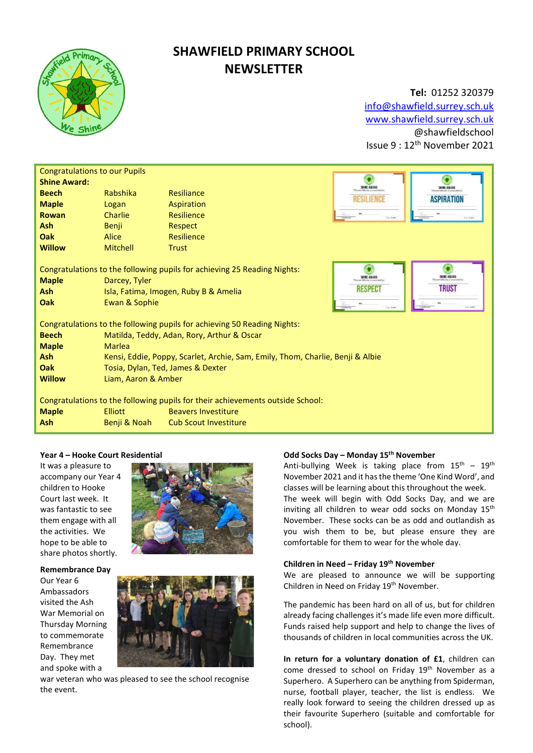# SHAWFIELD PRIMARY SCHOOL NEWSLETTER

**Tel:** 01252 320379
info@shawfield.surrey.sch.uk
www.shawfield.surrey.sch.uk
@shawfieldschool
Issue 9 : 12th November 2021

Congratulations to our Pupils

**Shine Award:**

| | | |
|---|---|---|
| **Beech** | Rabshika | Resiliance |
| **Maple** | Logan | Aspiration |
| **Rowan** | Charlie | Resilience |
| **Ash** | Benji | Respect |
| **Oak** | Alice | Resilience |
| **Willow** | Mitchell | Trust |

Congratulations to the following pupils for achieving 25 Reading Nights:

| | |
|---|---|
| **Maple** | Darcey, Tyler |
| **Ash** | Isla, Fatima, Imogen, Ruby B & Amelia |
| **Oak** | Ewan & Sophie |

Congratulations to the following pupils for achieving 50 Reading Nights:

| | |
|---|---|
| **Beech** | Matilda, Teddy, Adan, Rory, Arthur & Oscar |
| **Maple** | Marlea |
| **Ash** | Kensi, Eddie, Poppy, Scarlet, Archie, Sam, Emily, Thom, Charlie, Benji & Albie |
| **Oak** | Tosia, Dylan, Ted, James & Dexter |
| **Willow** | Liam, Aaron & Amber |

Congratulations to the following pupils for their achievements outside School:

| | | |
|---|---|---|
| **Maple** | Elliott | Beavers Investiture |
| **Ash** | Benji & Noah | Cub Scout Investiture |

### Year 4 – Hooke Court Residential

It was a pleasure to accompany our Year 4 children to Hooke Court last week. It was fantastic to see them engage with all the activities. We hope to be able to share photos shortly.

### Remembrance Day

Our Year 6 Ambassadors visited the Ash War Memorial on Thursday Morning to commemorate Remembrance Day. They met and spoke with a war veteran who was pleased to see the school recognise the event.

### Odd Socks Day – Monday 15th November

Anti-bullying Week is taking place from 15th – 19th November 2021 and it has the theme 'One Kind Word', and classes will be learning about this throughout the week. The week will begin with Odd Socks Day, and we are inviting all children to wear odd socks on Monday 15th November. These socks can be as odd and outlandish as you wish them to be, but please ensure they are comfortable for them to wear for the whole day.

### Children in Need – Friday 19th November

We are pleased to announce we will be supporting Children in Need on Friday 19th November.

The pandemic has been hard on all of us, but for children already facing challenges it's made life even more difficult. Funds raised help support and help to change the lives of thousands of children in local communities across the UK.

**In return for a voluntary donation of £1,** children can come dressed to school on Friday 19th November as a Superhero. A Superhero can be anything from Spiderman, nurse, football player, teacher, the list is endless. We really look forward to seeing the children dressed up as their favourite Superhero (suitable and comfortable for school).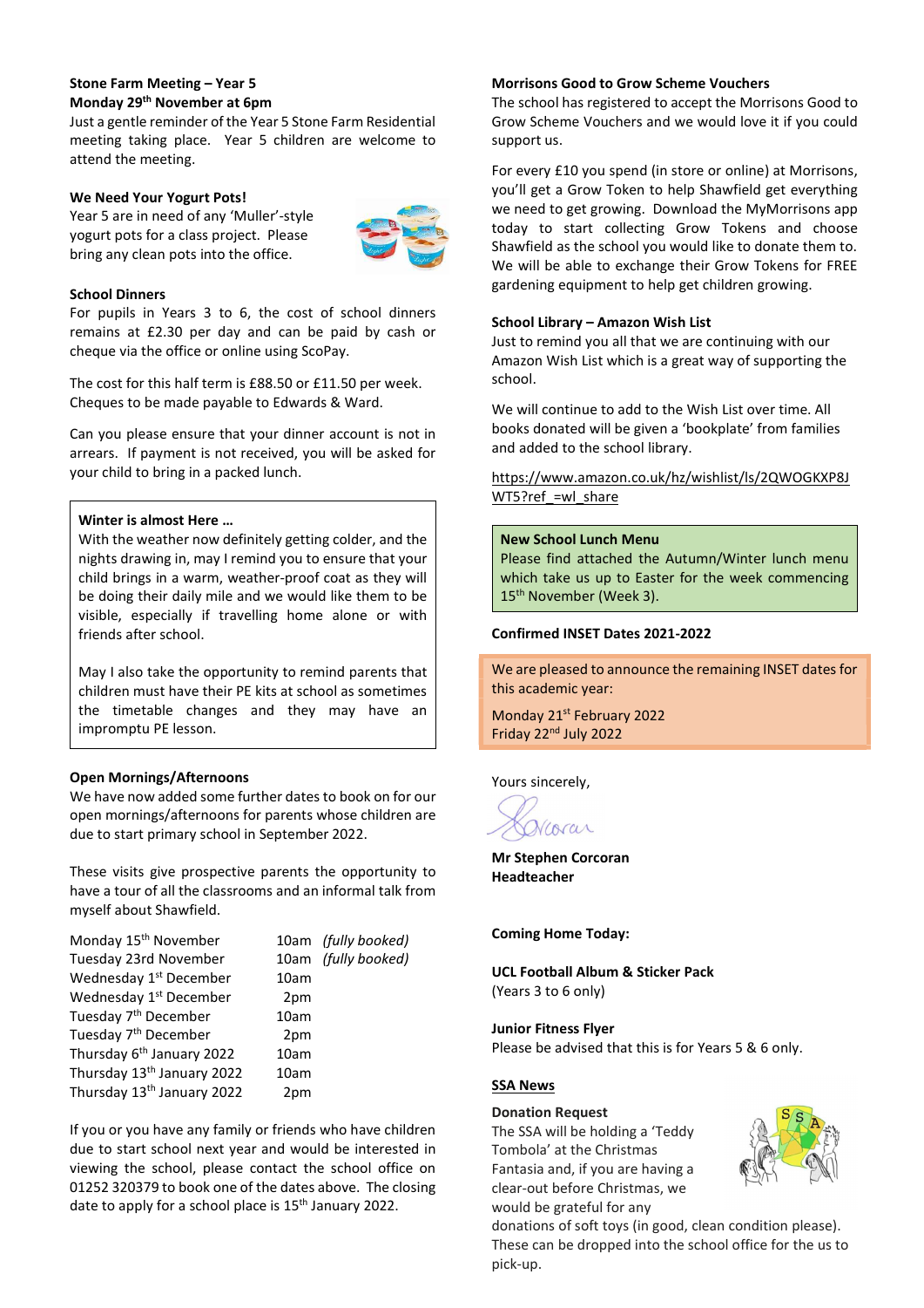**Stone Farm Meeting – Year 5**
**Monday 29th November at 6pm**

Just a gentle reminder of the Year 5 Stone Farm Residential meeting taking place. Year 5 children are welcome to attend the meeting.

**We Need Your Yogurt Pots!**

Year 5 are in need of any 'Muller'-style yogurt pots for a class project. Please bring any clean pots into the office.

**School Dinners**

For pupils in Years 3 to 6, the cost of school dinners remains at £2.30 per day and can be paid by cash or cheque via the office or online using ScoPay.

The cost for this half term is £88.50 or £11.50 per week. Cheques to be made payable to Edwards & Ward.

Can you please ensure that your dinner account is not in arrears. If payment is not received, you will be asked for your child to bring in a packed lunch.

**Winter is almost Here …**

With the weather now definitely getting colder, and the nights drawing in, may I remind you to ensure that your child brings in a warm, weather-proof coat as they will be doing their daily mile and we would like them to be visible, especially if travelling home alone or with friends after school.

May I also take the opportunity to remind parents that children must have their PE kits at school as sometimes the timetable changes and they may have an impromptu PE lesson.

**Open Mornings/Afternoons**

We have now added some further dates to book on for our open mornings/afternoons for parents whose children are due to start primary school in September 2022.

These visits give prospective parents the opportunity to have a tour of all the classrooms and an informal talk from myself about Shawfield.

| | | |
|---|---|---|
| Monday 15th November | 10am | *(fully booked)* |
| Tuesday 23rd November | 10am | *(fully booked)* |
| Wednesday 1st December | 10am | |
| Wednesday 1st December | 2pm | |
| Tuesday 7th December | 10am | |
| Tuesday 7th December | 2pm | |
| Thursday 6th January 2022 | 10am | |
| Thursday 13th January 2022 | 10am | |
| Thursday 13th January 2022 | 2pm | |

If you or you have any family or friends who have children due to start school next year and would be interested in viewing the school, please contact the school office on 01252 320379 to book one of the dates above. The closing date to apply for a school place is 15th January 2022.

**Morrisons Good to Grow Scheme Vouchers**

The school has registered to accept the Morrisons Good to Grow Scheme Vouchers and we would love it if you could support us.

For every £10 you spend (in store or online) at Morrisons, you'll get a Grow Token to help Shawfield get everything we need to get growing. Download the MyMorrisons app today to start collecting Grow Tokens and choose Shawfield as the school you would like to donate them to. We will be able to exchange their Grow Tokens for FREE gardening equipment to help get children growing.

**School Library – Amazon Wish List**

Just to remind you all that we are continuing with our Amazon Wish List which is a great way of supporting the school.

We will continue to add to the Wish List over time. All books donated will be given a 'bookplate' from families and added to the school library.

https://www.amazon.co.uk/hz/wishlist/ls/2QWOGKXP8JWT5?ref_=wl_share

**New School Lunch Menu**

Please find attached the Autumn/Winter lunch menu which take us up to Easter for the week commencing 15th November (Week 3).

**Confirmed INSET Dates 2021-2022**

We are pleased to announce the remaining INSET dates for this academic year:

Monday 21st February 2022
Friday 22nd July 2022

Yours sincerely,

**Mr Stephen Corcoran**
**Headteacher**

**Coming Home Today:**

**UCL Football Album & Sticker Pack**
(Years 3 to 6 only)

**Junior Fitness Flyer**
Please be advised that this is for Years 5 & 6 only.

**SSA News**

**Donation Request**

The SSA will be holding a 'Teddy Tombola' at the Christmas Fantasia and, if you are having a clear-out before Christmas, we would be grateful for any donations of soft toys (in good, clean condition please). These can be dropped into the school office for the us to pick-up.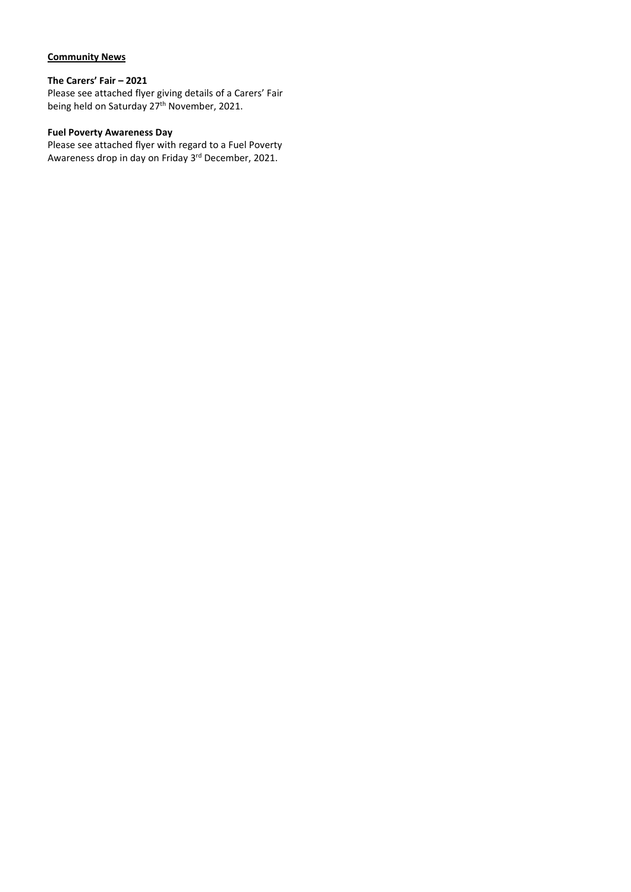## Community News

### The Carers' Fair – 2021

Please see attached flyer giving details of a Carers' Fair being held on Saturday 27th November, 2021.

### Fuel Poverty Awareness Day

Please see attached flyer with regard to a Fuel Poverty Awareness drop in day on Friday 3rd December, 2021.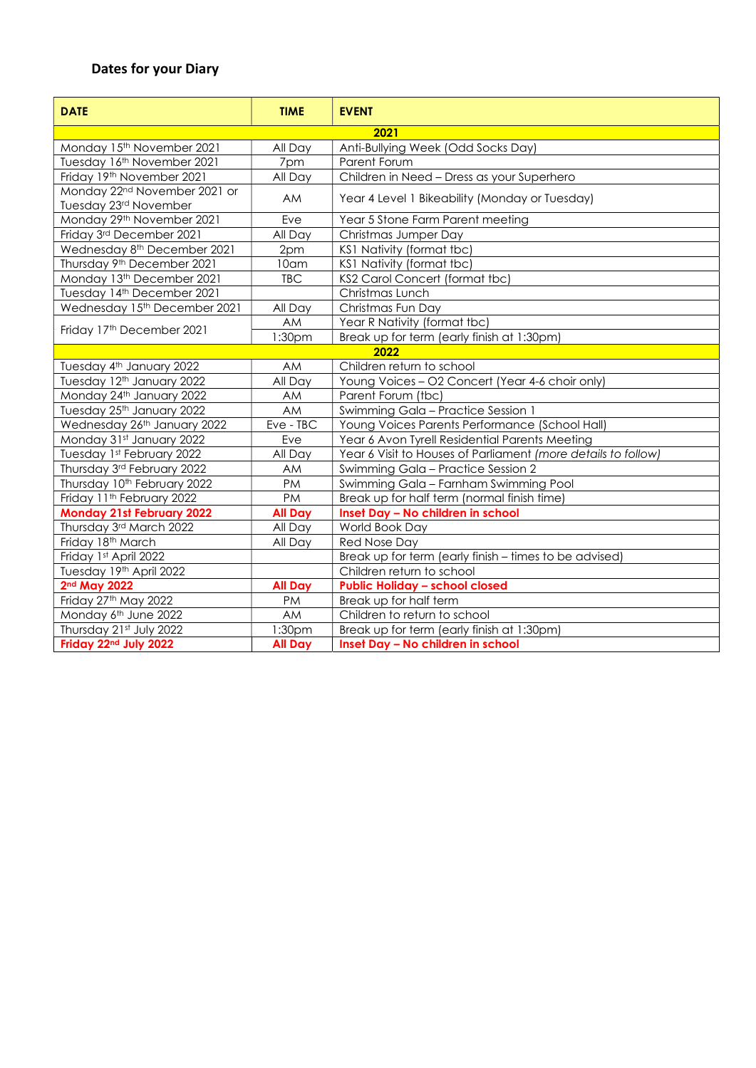## Dates for your Diary

| DATE | TIME | EVENT |
|---|---|---|
| **2021** | | |
| Monday 15th November 2021 | All Day | Anti-Bullying Week (Odd Socks Day) |
| Tuesday 16th November 2021 | 7pm | Parent Forum |
| Friday 19th November 2021 | All Day | Children in Need – Dress as your Superhero |
| Monday 22nd November 2021 or Tuesday 23rd November | AM | Year 4 Level 1 Bikeability (Monday or Tuesday) |
| Monday 29th November 2021 | Eve | Year 5 Stone Farm Parent meeting |
| Friday 3rd December 2021 | All Day | Christmas Jumper Day |
| Wednesday 8th December 2021 | 2pm | KS1 Nativity (format tbc) |
| Thursday 9th December 2021 | 10am | KS1 Nativity (format tbc) |
| Monday 13th December 2021 | TBC | KS2 Carol Concert (format tbc) |
| Tuesday 14th December 2021 | | Christmas Lunch |
| Wednesday 15th December 2021 | All Day | Christmas Fun Day |
| Friday 17th December 2021 | AM | Year R Nativity (format tbc) |
| | 1:30pm | Break up for term (early finish at 1:30pm) |
| **2022** | | |
| Tuesday 4th January 2022 | AM | Children return to school |
| Tuesday 12th January 2022 | All Day | Young Voices – O2 Concert (Year 4-6 choir only) |
| Monday 24th January 2022 | AM | Parent Forum (tbc) |
| Tuesday 25th January 2022 | AM | Swimming Gala – Practice Session 1 |
| Wednesday 26th January 2022 | Eve - TBC | Young Voices Parents Performance (School Hall) |
| Monday 31st January 2022 | Eve | Year 6 Avon Tyrell Residential Parents Meeting |
| Tuesday 1st February 2022 | All Day | Year 6 Visit to Houses of Parliament *(more details to follow)* |
| Thursday 3rd February 2022 | AM | Swimming Gala – Practice Session 2 |
| Thursday 10th February 2022 | PM | Swimming Gala – Farnham Swimming Pool |
| Friday 11th February 2022 | PM | Break up for half term (normal finish time) |
| **Monday 21st February 2022** | **All Day** | **Inset Day – No children in school** |
| Thursday 3rd March 2022 | All Day | World Book Day |
| Friday 18th March | All Day | Red Nose Day |
| Friday 1st April 2022 | | Break up for term (early finish – times to be advised) |
| Tuesday 19th April 2022 | | Children return to school |
| **2nd May 2022** | **All Day** | **Public Holiday – school closed** |
| Friday 27th May 2022 | PM | Break up for half term |
| Monday 6th June 2022 | AM | Children to return to school |
| Thursday 21st July 2022 | 1:30pm | Break up for term (early finish at 1:30pm) |
| **Friday 22nd July 2022** | **All Day** | **Inset Day – No children in school** |